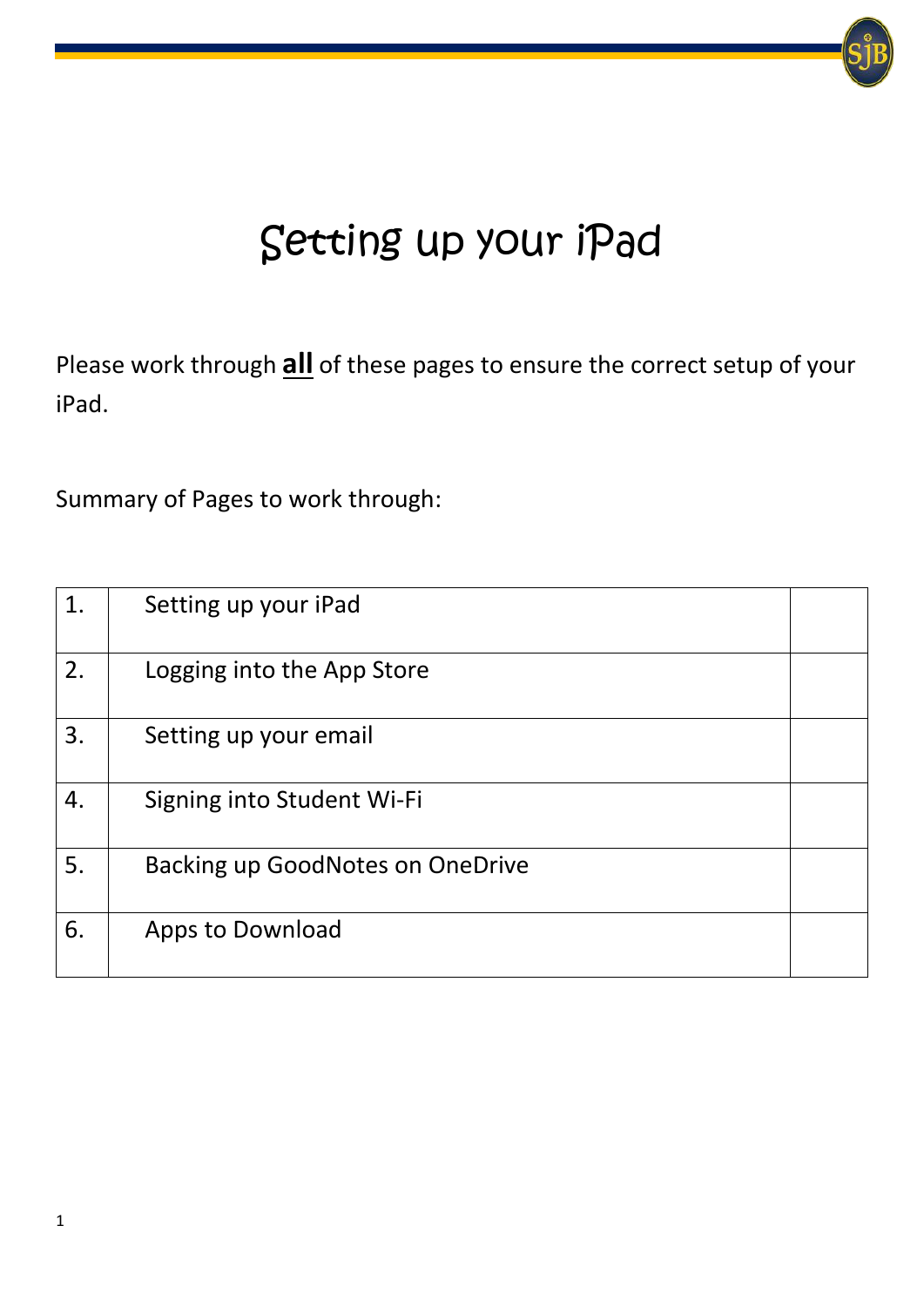# Setting up your iPad

Please work through **all** of these pages to ensure the correct setup of your iPad.

Summary of Pages to work through:

| | | |
|---|---|---|
| 1. | Setting up your iPad | |
| 2. | Logging into the App Store | |
| 3. | Setting up your email | |
| 4. | Signing into Student Wi-Fi | |
| 5. | Backing up GoodNotes on OneDrive | |
| 6. | Apps to Download | |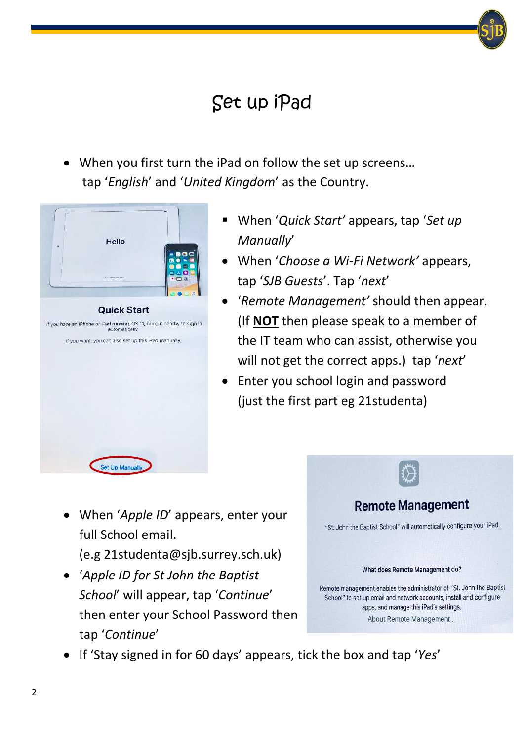# Set up iPad

- When you first turn the iPad on follow the set up screens… tap ‘*English*’ and ‘*United Kingdom*’ as the Country.

- When ‘*Quick Start*’ appears, tap ‘*Set up Manually*’
- When ‘*Choose a Wi-Fi Network*’ appears, tap ‘*SJB Guests*’. Tap ‘*next*’
- ‘*Remote Management*’ should then appear. (If **NOT** then please speak to a member of the IT team who can assist, otherwise you will not get the correct apps.) tap ‘*next*’
- Enter you school login and password (just the first part eg 21studenta)

- When ‘*Apple ID*’ appears, enter your full School email. (e.g 21studenta@sjb.surrey.sch.uk)
- ‘*Apple ID for St John the Baptist School*’ will appear, tap ‘*Continue*’ then enter your School Password then tap ‘*Continue*’
- If ‘Stay signed in for 60 days’ appears, tick the box and tap ‘*Yes*’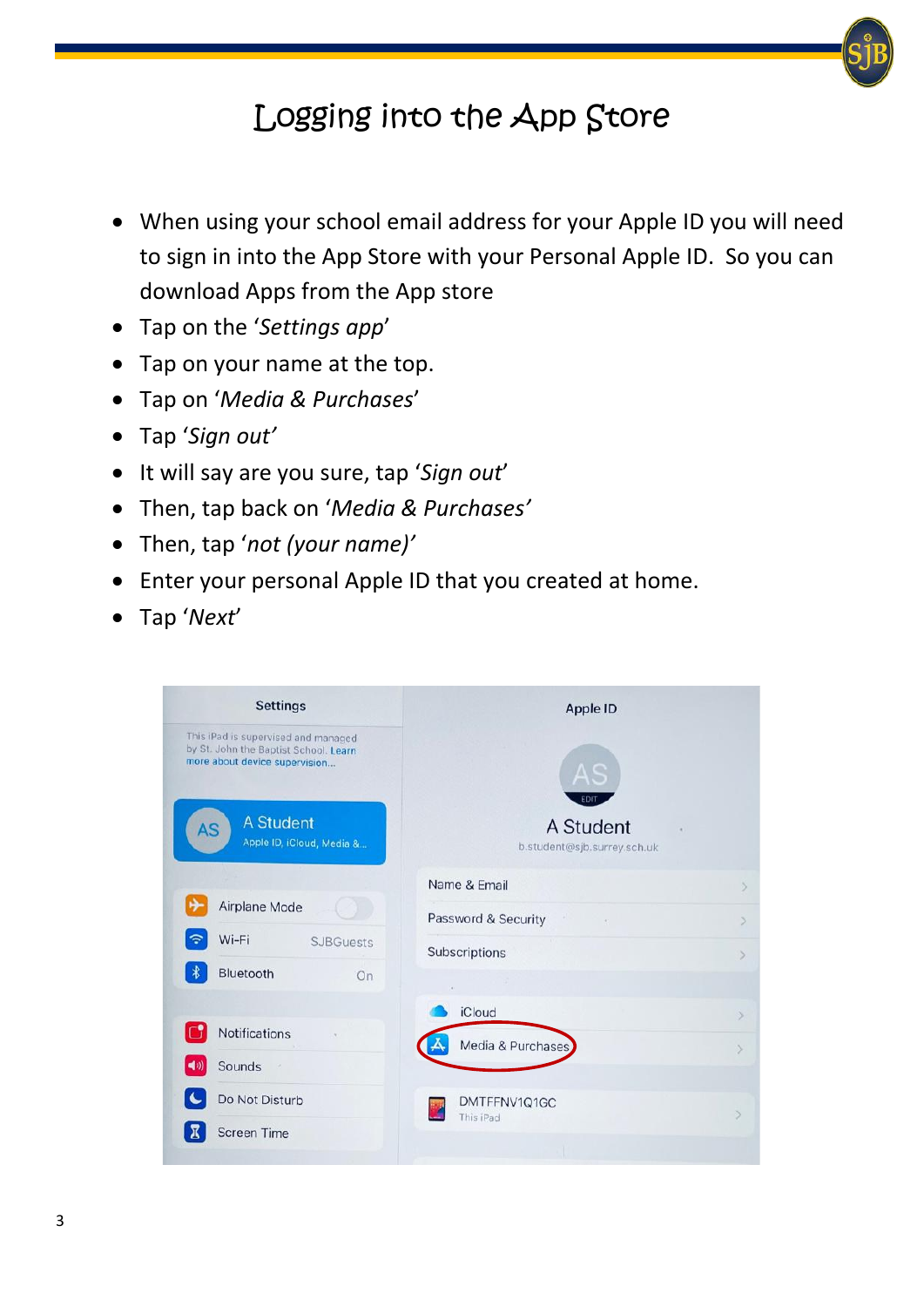# Logging into the App Store

- When using your school email address for your Apple ID you will need to sign in into the App Store with your Personal Apple ID. So you can download Apps from the App store
- Tap on the '*Settings app*'
- Tap on your name at the top.
- Tap on '*Media & Purchases*'
- Tap '*Sign out'*
- It will say are you sure, tap '*Sign out*'
- Then, tap back on '*Media & Purchases'*
- Then, tap '*not (your name)'*
- Enter your personal Apple ID that you created at home.
- Tap '*Next*'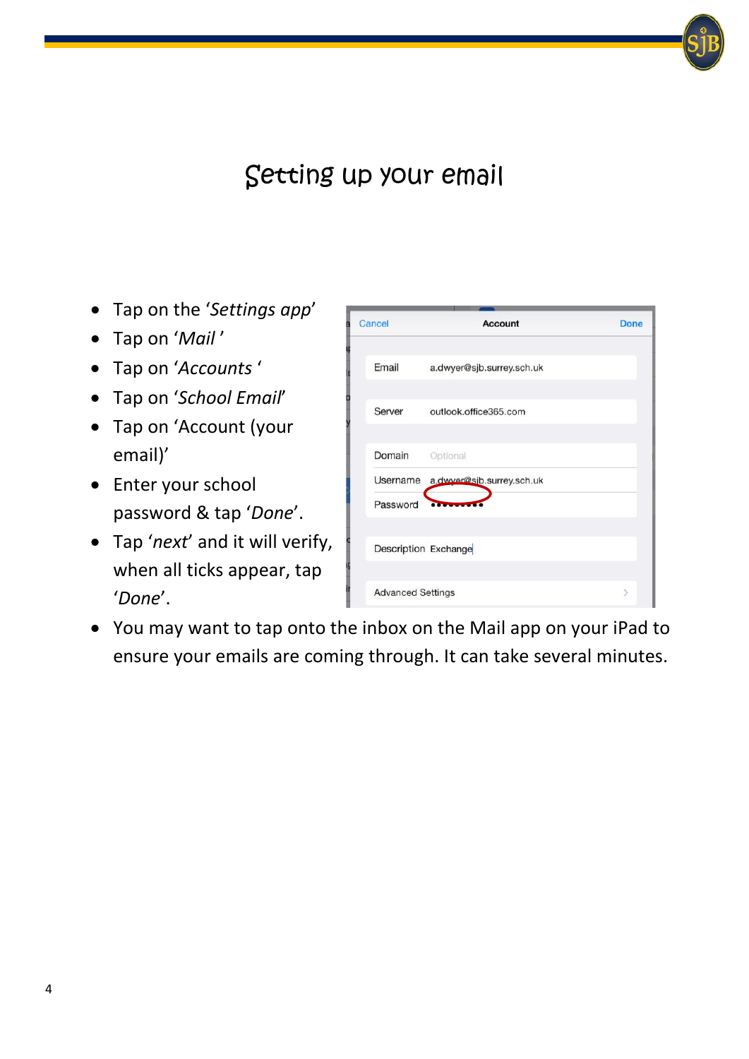# Setting up your email

- Tap on the '*Settings app*'
- Tap on '*Mail* '
- Tap on '*Accounts* '
- Tap on '*School Email*'
- Tap on 'Account (your email)'
- Enter your school password & tap '*Done*'.
- Tap '*next*' and it will verify, when all ticks appear, tap '*Done*'.
- You may want to tap onto the inbox on the Mail app on your iPad to ensure your emails are coming through. It can take several minutes.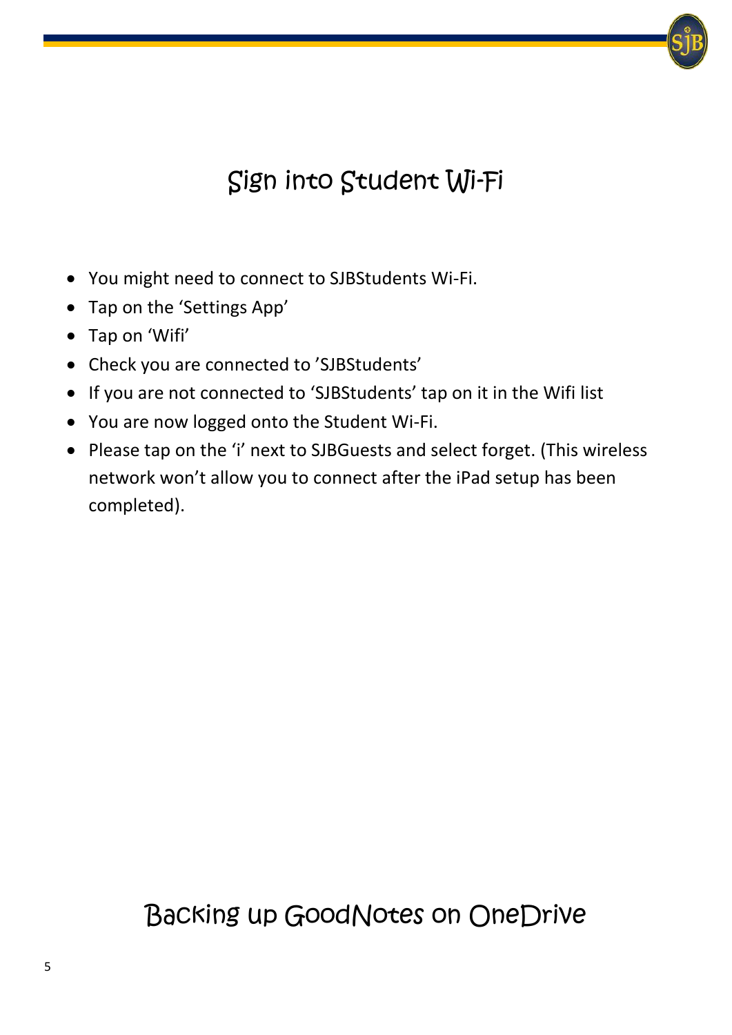# Sign into Student Wi-Fi

- You might need to connect to SJBStudents Wi-Fi.
- Tap on the 'Settings App'
- Tap on 'Wifi'
- Check you are connected to 'SJBStudents'
- If you are not connected to 'SJBStudents' tap on it in the Wifi list
- You are now logged onto the Student Wi-Fi.
- Please tap on the 'i' next to SJBGuests and select forget. (This wireless network won't allow you to connect after the iPad setup has been completed).

# Backing up GoodNotes on OneDrive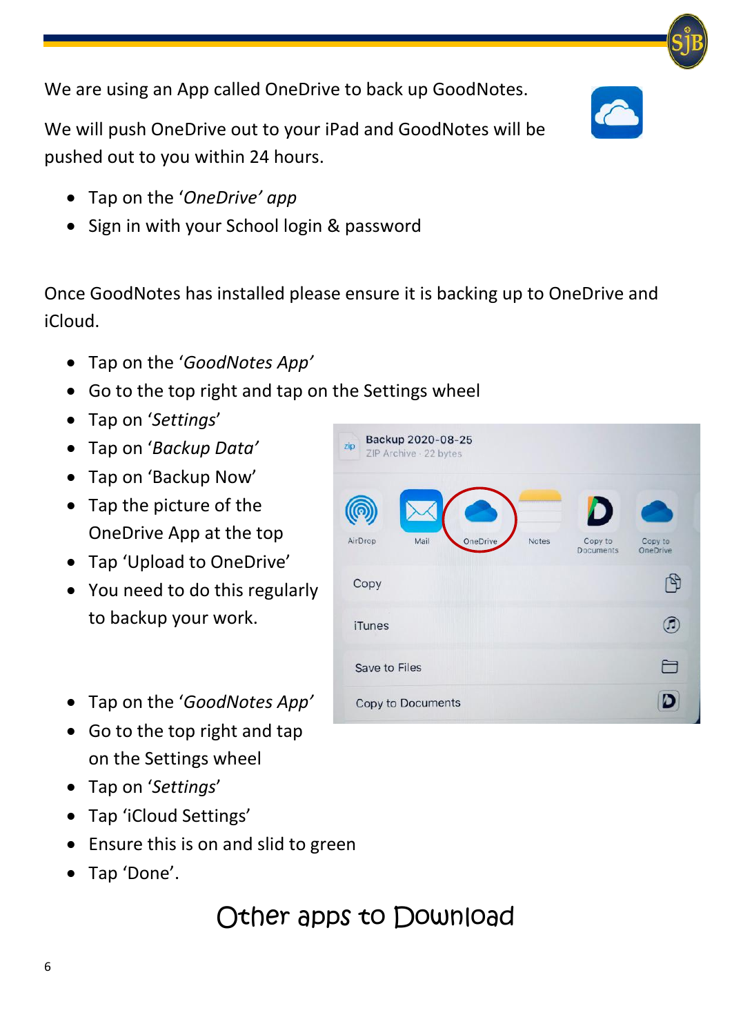We are using an App called OneDrive to back up GoodNotes.

We will push OneDrive out to your iPad and GoodNotes will be pushed out to you within 24 hours.

- Tap on the '*OneDrive' app*
- Sign in with your School login & password

Once GoodNotes has installed please ensure it is backing up to OneDrive and iCloud.

- Tap on the '*GoodNotes App'*
- Go to the top right and tap on the Settings wheel
- Tap on '*Settings*'
- Tap on '*Backup Data'*
- Tap on 'Backup Now'
- Tap the picture of the OneDrive App at the top
- Tap 'Upload to OneDrive'
- You need to do this regularly to backup your work.

- Tap on the '*GoodNotes App'*
- Go to the top right and tap on the Settings wheel
- Tap on '*Settings*'
- Tap 'iCloud Settings'
- Ensure this is on and slid to green
- Tap 'Done'.

## Other apps to Download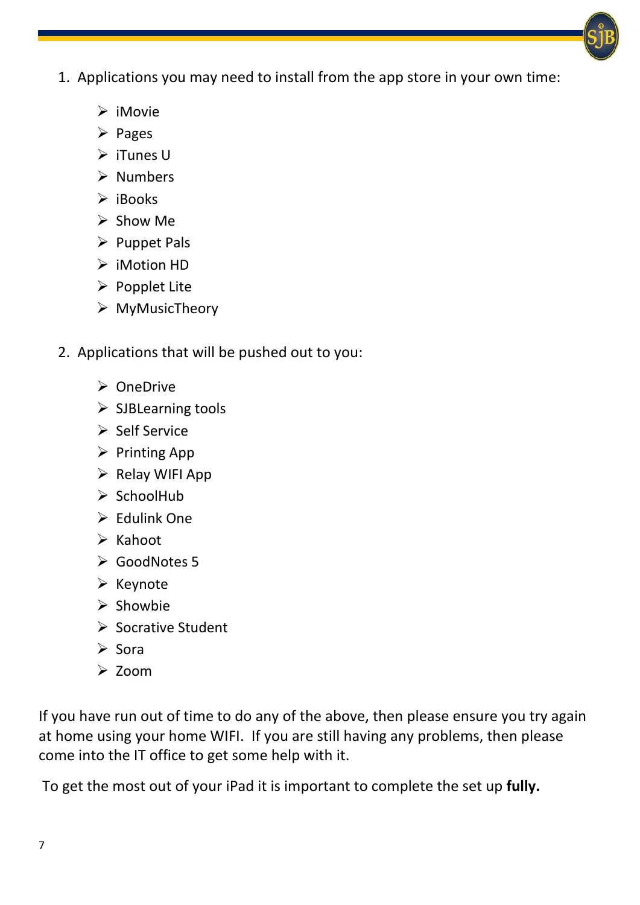1. Applications you may need to install from the app store in your own time:

    - iMovie
    - Pages
    - iTunes U
    - Numbers
    - iBooks
    - Show Me
    - Puppet Pals
    - iMotion HD
    - Popplet Lite
    - MyMusicTheory

2. Applications that will be pushed out to you:

    - OneDrive
    - SJBLearning tools
    - Self Service
    - Printing App
    - Relay WIFI App
    - SchoolHub
    - Edulink One
    - Kahoot
    - GoodNotes 5
    - Keynote
    - Showbie
    - Socrative Student
    - Sora
    - Zoom

If you have run out of time to do any of the above, then please ensure you try again at home using your home WIFI. If you are still having any problems, then please come into the IT office to get some help with it.

To get the most out of your iPad it is important to complete the set up **fully.**